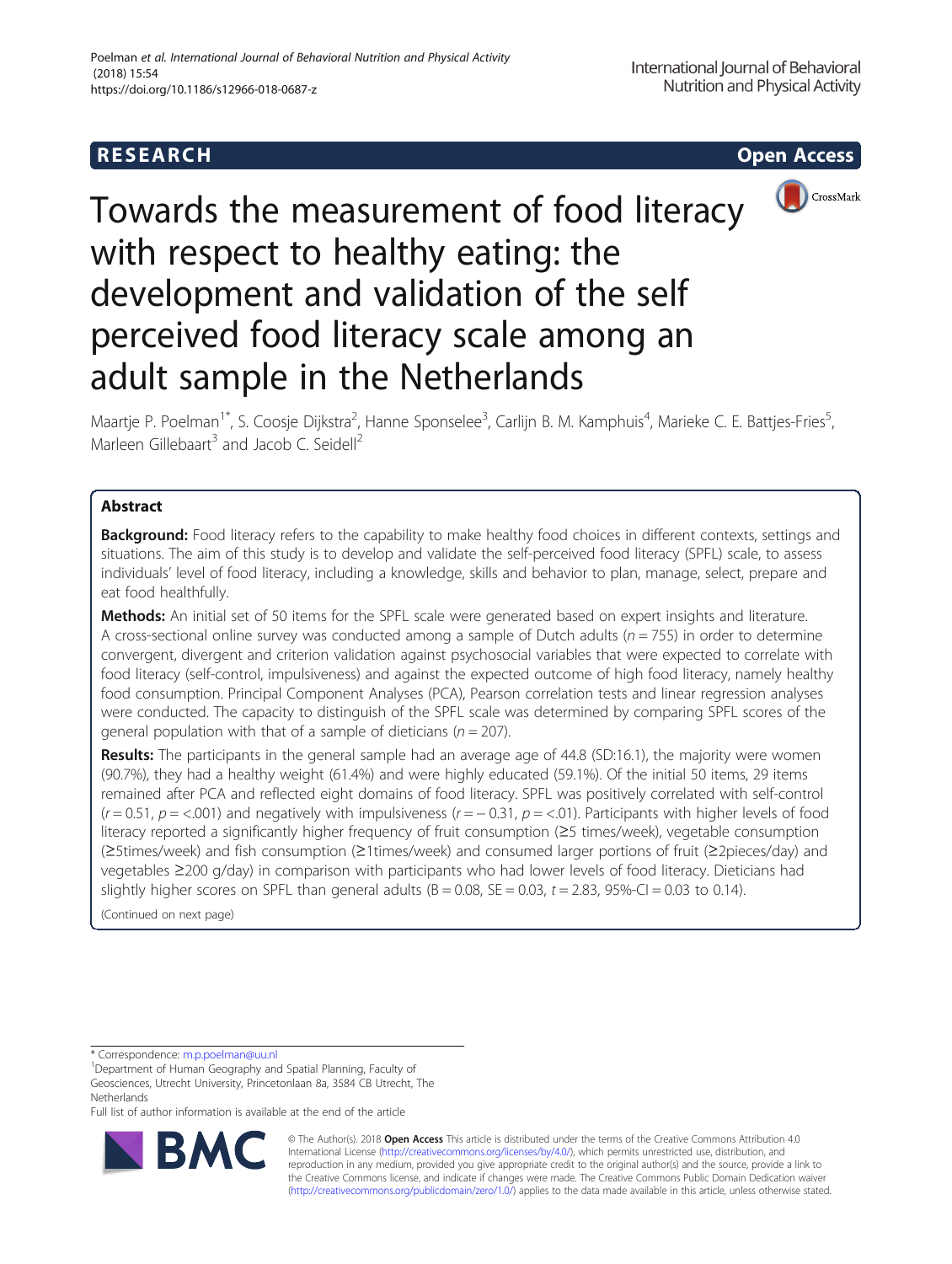RESEARCH

Open Access

# Towards the measurement of food literacy with respect to healthy eating: the development and validation of the self perceived food literacy scale among an adult sample in the Netherlands

Maartje P. Poelman[1*], S. Coosje Dijkstra[2], Hanne Sponselee[3], Carlijn B. M. Kamphuis[4], Marieke C. E. Battjes-Fries[5], Marleen Gillebaart[3] and Jacob C. Seidell[2]

## Abstract

**Background:** Food literacy refers to the capability to make healthy food choices in different contexts, settings and situations. The aim of this study is to develop and validate the self-perceived food literacy (SPFL) scale, to assess individuals' level of food literacy, including a knowledge, skills and behavior to plan, manage, select, prepare and eat food healthfully.

**Methods:** An initial set of 50 items for the SPFL scale were generated based on expert insights and literature. A cross-sectional online survey was conducted among a sample of Dutch adults ($n = 755$) in order to determine convergent, divergent and criterion validation against psychosocial variables that were expected to correlate with food literacy (self-control, impulsiveness) and against the expected outcome of high food literacy, namely healthy food consumption. Principal Component Analyses (PCA), Pearson correlation tests and linear regression analyses were conducted. The capacity to distinguish of the SPFL scale was determined by comparing SPFL scores of the general population with that of a sample of dieticians ($n = 207$).

**Results:** The participants in the general sample had an average age of 44.8 (SD:16.1), the majority were women (90.7%), they had a healthy weight (61.4%) and were highly educated (59.1%). Of the initial 50 items, 29 items remained after PCA and reflected eight domains of food literacy. SPFL was positively correlated with self-control ($r = 0.51$, $p = <.001$) and negatively with impulsiveness ($r = -0.31$, $p = <.01$). Participants with higher levels of food literacy reported a significantly higher frequency of fruit consumption (≥5 times/week), vegetable consumption (≥5times/week) and fish consumption (≥1times/week) and consumed larger portions of fruit (≥2pieces/day) and vegetables ≥200 g/day) in comparison with participants who had lower levels of food literacy. Dieticians had slightly higher scores on SPFL than general adults ($B = 0.08$, $SE = 0.03$, $t = 2.83$, 95%-CI = 0.03 to 0.14).

(Continued on next page)

* Correspondence: m.p.poelman@uu.nl

[1]Department of Human Geography and Spatial Planning, Faculty of Geosciences, Utrecht University, Princetonlaan 8a, 3584 CB Utrecht, The Netherlands

Full list of author information is available at the end of the article

© The Author(s). 2018 **Open Access** This article is distributed under the terms of the Creative Commons Attribution 4.0 International License (http://creativecommons.org/licenses/by/4.0/), which permits unrestricted use, distribution, and reproduction in any medium, provided you give appropriate credit to the original author(s) and the source, provide a link to the Creative Commons license, and indicate if changes were made. The Creative Commons Public Domain Dedication waiver (http://creativecommons.org/publicdomain/zero/1.0/) applies to the data made available in this article, unless otherwise stated.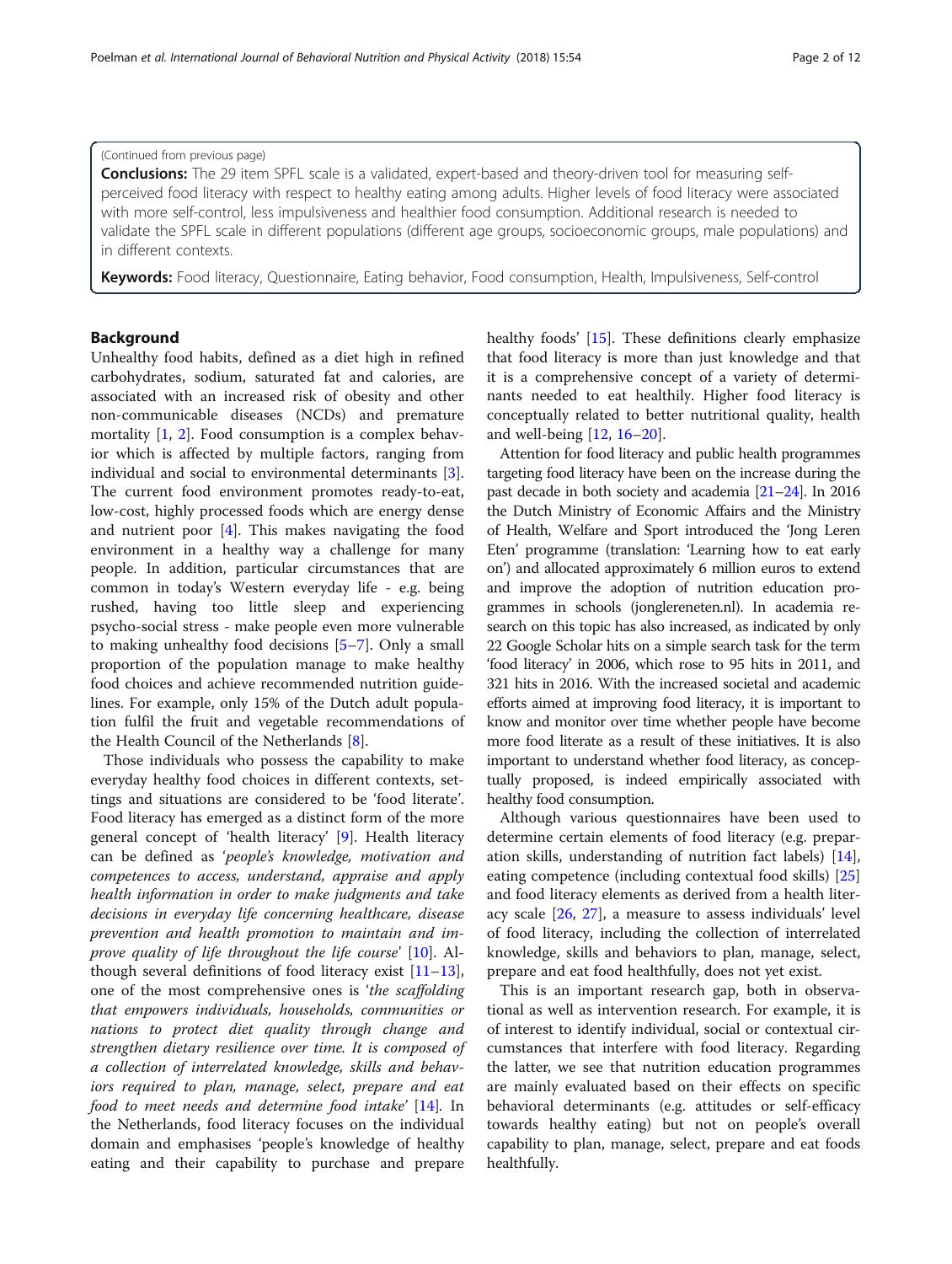(Continued from previous page)

**Conclusions:** The 29 item SPFL scale is a validated, expert-based and theory-driven tool for measuring self-perceived food literacy with respect to healthy eating among adults. Higher levels of food literacy were associated with more self-control, less impulsiveness and healthier food consumption. Additional research is needed to validate the SPFL scale in different populations (different age groups, socioeconomic groups, male populations) and in different contexts.

**Keywords:** Food literacy, Questionnaire, Eating behavior, Food consumption, Health, Impulsiveness, Self-control

## Background

Unhealthy food habits, defined as a diet high in refined carbohydrates, sodium, saturated fat and calories, are associated with an increased risk of obesity and other non-communicable diseases (NCDs) and premature mortality [1, 2]. Food consumption is a complex behavior which is affected by multiple factors, ranging from individual and social to environmental determinants [3]. The current food environment promotes ready-to-eat, low-cost, highly processed foods which are energy dense and nutrient poor [4]. This makes navigating the food environment in a healthy way a challenge for many people. In addition, particular circumstances that are common in today's Western everyday life - e.g. being rushed, having too little sleep and experiencing psycho-social stress - make people even more vulnerable to making unhealthy food decisions [5–7]. Only a small proportion of the population manage to make healthy food choices and achieve recommended nutrition guidelines. For example, only 15% of the Dutch adult population fulfil the fruit and vegetable recommendations of the Health Council of the Netherlands [8].

Those individuals who possess the capability to make everyday healthy food choices in different contexts, settings and situations are considered to be 'food literate'. Food literacy has emerged as a distinct form of the more general concept of 'health literacy' [9]. Health literacy can be defined as '*people's knowledge, motivation and competences to access, understand, appraise and apply health information in order to make judgments and take decisions in everyday life concerning healthcare, disease prevention and health promotion to maintain and improve quality of life throughout the life course*' [10]. Although several definitions of food literacy exist [11–13], one of the most comprehensive ones is '*the scaffolding that empowers individuals, households, communities or nations to protect diet quality through change and strengthen dietary resilience over time. It is composed of a collection of interrelated knowledge, skills and behaviors required to plan, manage, select, prepare and eat food to meet needs and determine food intake*' [14]. In the Netherlands, food literacy focuses on the individual domain and emphasises 'people's knowledge of healthy eating and their capability to purchase and prepare healthy foods' [15]. These definitions clearly emphasize that food literacy is more than just knowledge and that it is a comprehensive concept of a variety of determinants needed to eat healthily. Higher food literacy is conceptually related to better nutritional quality, health and well-being [12, 16–20].

Attention for food literacy and public health programmes targeting food literacy have been on the increase during the past decade in both society and academia [21–24]. In 2016 the Dutch Ministry of Economic Affairs and the Ministry of Health, Welfare and Sport introduced the 'Jong Leren Eten' programme (translation: 'Learning how to eat early on') and allocated approximately 6 million euros to extend and improve the adoption of nutrition education programmes in schools (jonglereneten.nl). In academia research on this topic has also increased, as indicated by only 22 Google Scholar hits on a simple search task for the term 'food literacy' in 2006, which rose to 95 hits in 2011, and 321 hits in 2016. With the increased societal and academic efforts aimed at improving food literacy, it is important to know and monitor over time whether people have become more food literate as a result of these initiatives. It is also important to understand whether food literacy, as conceptually proposed, is indeed empirically associated with healthy food consumption.

Although various questionnaires have been used to determine certain elements of food literacy (e.g. preparation skills, understanding of nutrition fact labels) [14], eating competence (including contextual food skills) [25] and food literacy elements as derived from a health literacy scale [26, 27], a measure to assess individuals' level of food literacy, including the collection of interrelated knowledge, skills and behaviors to plan, manage, select, prepare and eat food healthfully, does not yet exist.

This is an important research gap, both in observational as well as intervention research. For example, it is of interest to identify individual, social or contextual circumstances that interfere with food literacy. Regarding the latter, we see that nutrition education programmes are mainly evaluated based on their effects on specific behavioral determinants (e.g. attitudes or self-efficacy towards healthy eating) but not on people's overall capability to plan, manage, select, prepare and eat foods healthfully.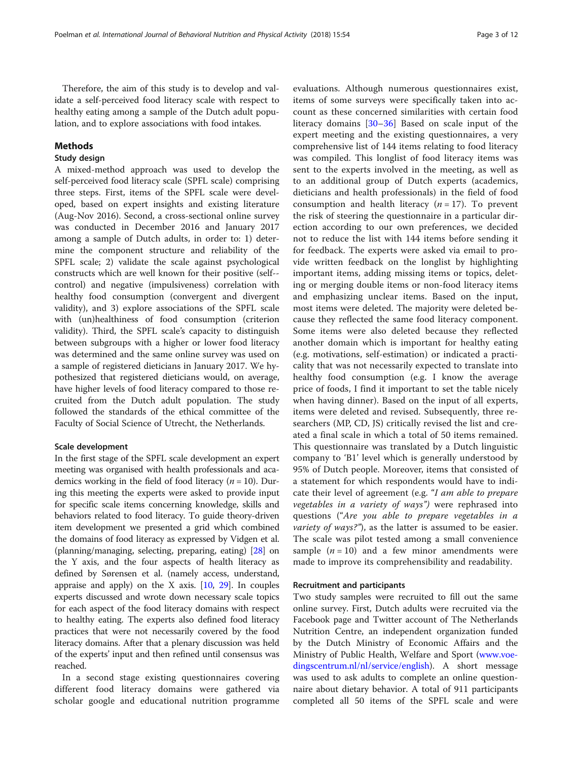Therefore, the aim of this study is to develop and validate a self-perceived food literacy scale with respect to healthy eating among a sample of the Dutch adult population, and to explore associations with food intakes.

## Methods

### Study design

A mixed-method approach was used to develop the self-perceived food literacy scale (SFPL scale) comprising three steps. First, items of the SPFL scale were developed, based on expert insights and existing literature (Aug-Nov 2016). Second, a cross-sectional online survey was conducted in December 2016 and January 2017 among a sample of Dutch adults, in order to: 1) determine the component structure and reliability of the SPFL scale; 2) validate the scale against psychological constructs which are well known for their positive (self--control) and negative (impulsiveness) correlation with healthy food consumption (convergent and divergent validity), and 3) explore associations of the SPFL scale with (un)healthiness of food consumption (criterion validity). Third, the SPFL scale's capacity to distinguish between subgroups with a higher or lower food literacy was determined and the same online survey was used on a sample of registered dieticians in January 2017. We hypothesized that registered dieticians would, on average, have higher levels of food literacy compared to those recruited from the Dutch adult population. The study followed the standards of the ethical committee of the Faculty of Social Science of Utrecht, the Netherlands.

#### Scale development

In the first stage of the SPFL scale development an expert meeting was organised with health professionals and academics working in the field of food literacy ($n = 10$). During this meeting the experts were asked to provide input for specific scale items concerning knowledge, skills and behaviors related to food literacy. To guide theory-driven item development we presented a grid which combined the domains of food literacy as expressed by Vidgen et al. (planning/managing, selecting, preparing, eating) [28] on the Y axis, and the four aspects of health literacy as defined by Sørensen et al. (namely access, understand, appraise and apply) on the X axis. [10, 29]. In couples experts discussed and wrote down necessary scale topics for each aspect of the food literacy domains with respect to healthy eating. The experts also defined food literacy practices that were not necessarily covered by the food literacy domains. After that a plenary discussion was held of the experts' input and then refined until consensus was reached.

In a second stage existing questionnaires covering different food literacy domains were gathered via scholar google and educational nutrition programme evaluations. Although numerous questionnaires exist, items of some surveys were specifically taken into account as these concerned similarities with certain food literacy domains [30–36] Based on scale input of the expert meeting and the existing questionnaires, a very comprehensive list of 144 items relating to food literacy was compiled. This longlist of food literacy items was sent to the experts involved in the meeting, as well as to an additional group of Dutch experts (academics, dieticians and health professionals) in the field of food consumption and health literacy ($n = 17$). To prevent the risk of steering the questionnaire in a particular direction according to our own preferences, we decided not to reduce the list with 144 items before sending it for feedback. The experts were asked via email to provide written feedback on the longlist by highlighting important items, adding missing items or topics, deleting or merging double items or non-food literacy items and emphasizing unclear items. Based on the input, most items were deleted. The majority were deleted because they reflected the same food literacy component. Some items were also deleted because they reflected another domain which is important for healthy eating (e.g. motivations, self-estimation) or indicated a practicality that was not necessarily expected to translate into healthy food consumption (e.g. I know the average price of foods, I find it important to set the table nicely when having dinner). Based on the input of all experts, items were deleted and revised. Subsequently, three researchers (MP, CD, JS) critically revised the list and created a final scale in which a total of 50 items remained. This questionnaire was translated by a Dutch linguistic company to 'B1' level which is generally understood by 95% of Dutch people. Moreover, items that consisted of a statement for which respondents would have to indicate their level of agreement (e.g. "*I am able to prepare vegetables in a variety of ways*") were rephrased into questions ("*Are you able to prepare vegetables in a variety of ways?*"), as the latter is assumed to be easier. The scale was pilot tested among a small convenience sample ($n = 10$) and a few minor amendments were made to improve its comprehensibility and readability.

#### Recruitment and participants

Two study samples were recruited to fill out the same online survey. First, Dutch adults were recruited via the Facebook page and Twitter account of The Netherlands Nutrition Centre, an independent organization funded by the Dutch Ministry of Economic Affairs and the Ministry of Public Health, Welfare and Sport (www.voedingscentrum.nl/nl/service/english). A short message was used to ask adults to complete an online questionnaire about dietary behavior. A total of 911 participants completed all 50 items of the SPFL scale and were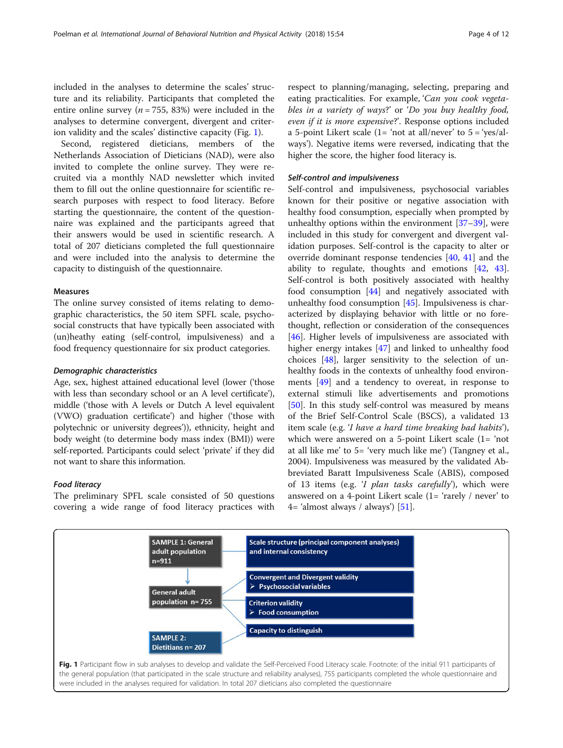included in the analyses to determine the scales' structure and its reliability. Participants that completed the entire online survey ($n = 755$, 83%) were included in the analyses to determine convergent, divergent and criterion validity and the scales' distinctive capacity (Fig. 1).

Second, registered dieticians, members of the Netherlands Association of Dieticians (NAD), were also invited to complete the online survey. They were recruited via a monthly NAD newsletter which invited them to fill out the online questionnaire for scientific research purposes with respect to food literacy. Before starting the questionnaire, the content of the questionnaire was explained and the participants agreed that their answers would be used in scientific research. A total of 207 dieticians completed the full questionnaire and were included into the analysis to determine the capacity to distinguish of the questionnaire.

### Measures

The online survey consisted of items relating to demographic characteristics, the 50 item SPFL scale, psychosocial constructs that have typically been associated with (un)heathy eating (self-control, impulsiveness) and a food frequency questionnaire for six product categories.

#### Demographic characteristics

Age, sex, highest attained educational level (lower ('those with less than secondary school or an A level certificate'), middle ('those with A levels or Dutch A level equivalent (VWO) graduation certificate') and higher ('those with polytechnic or university degrees')), ethnicity, height and body weight (to determine body mass index (BMI)) were self-reported. Participants could select 'private' if they did not want to share this information.

#### Food literacy

The preliminary SPFL scale consisted of 50 questions covering a wide range of food literacy practices with respect to planning/managing, selecting, preparing and eating practicalities. For example, '*Can you cook vegetables in a variety of ways*?' or '*Do you buy healthy food, even if it is more expensive*?'. Response options included a 5-point Likert scale (1= 'not at all/never' to 5 = 'yes/always'). Negative items were reversed, indicating that the higher the score, the higher food literacy is.

#### Self-control and impulsiveness

Self-control and impulsiveness, psychosocial variables known for their positive or negative association with healthy food consumption, especially when prompted by unhealthy options within the environment [37–39], were included in this study for convergent and divergent validation purposes. Self-control is the capacity to alter or override dominant response tendencies [40, 41] and the ability to regulate, thoughts and emotions [42, 43]. Self-control is both positively associated with healthy food consumption [44] and negatively associated with unhealthy food consumption [45]. Impulsiveness is characterized by displaying behavior with little or no forethought, reflection or consideration of the consequences [46]. Higher levels of impulsiveness are associated with higher energy intakes [47] and linked to unhealthy food choices [48], larger sensitivity to the selection of unhealthy foods in the contexts of unhealthy food environments [49] and a tendency to overeat, in response to external stimuli like advertisements and promotions [50]. In this study self-control was measured by means of the Brief Self-Control Scale (BSCS), a validated 13 item scale (e.g. '*I have a hard time breaking bad habits*'), which were answered on a 5-point Likert scale (1= 'not at all like me' to 5= 'very much like me') (Tangney et al., 2004). Impulsiveness was measured by the validated Abbreviated Baratt Impulsiveness Scale (ABIS), composed of 13 items (e.g. '*I plan tasks carefully*'), which were answered on a 4-point Likert scale (1= 'rarely / never' to 4= 'almost always / always') [51].

SAMPLE 1: General adult population n=911 → General adult population n= 755; SAMPLE 2: Dietitians n= 207

- Scale structure (principal component analyses) and internal consistency
- Convergent and Divergent validity
  - Psychosocial variables
- Criterion validity
  - Food consumption
- Capacity to distinguish

**Fig. 1** Participant flow in sub analyses to develop and validate the Self-Perceived Food Literacy scale. Footnote: of the initial 911 participants of the general population (that participated in the scale structure and reliability analyses), 755 participants completed the whole questionnaire and were included in the analyses required for validation. In total 207 dieticians also completed the questionnaire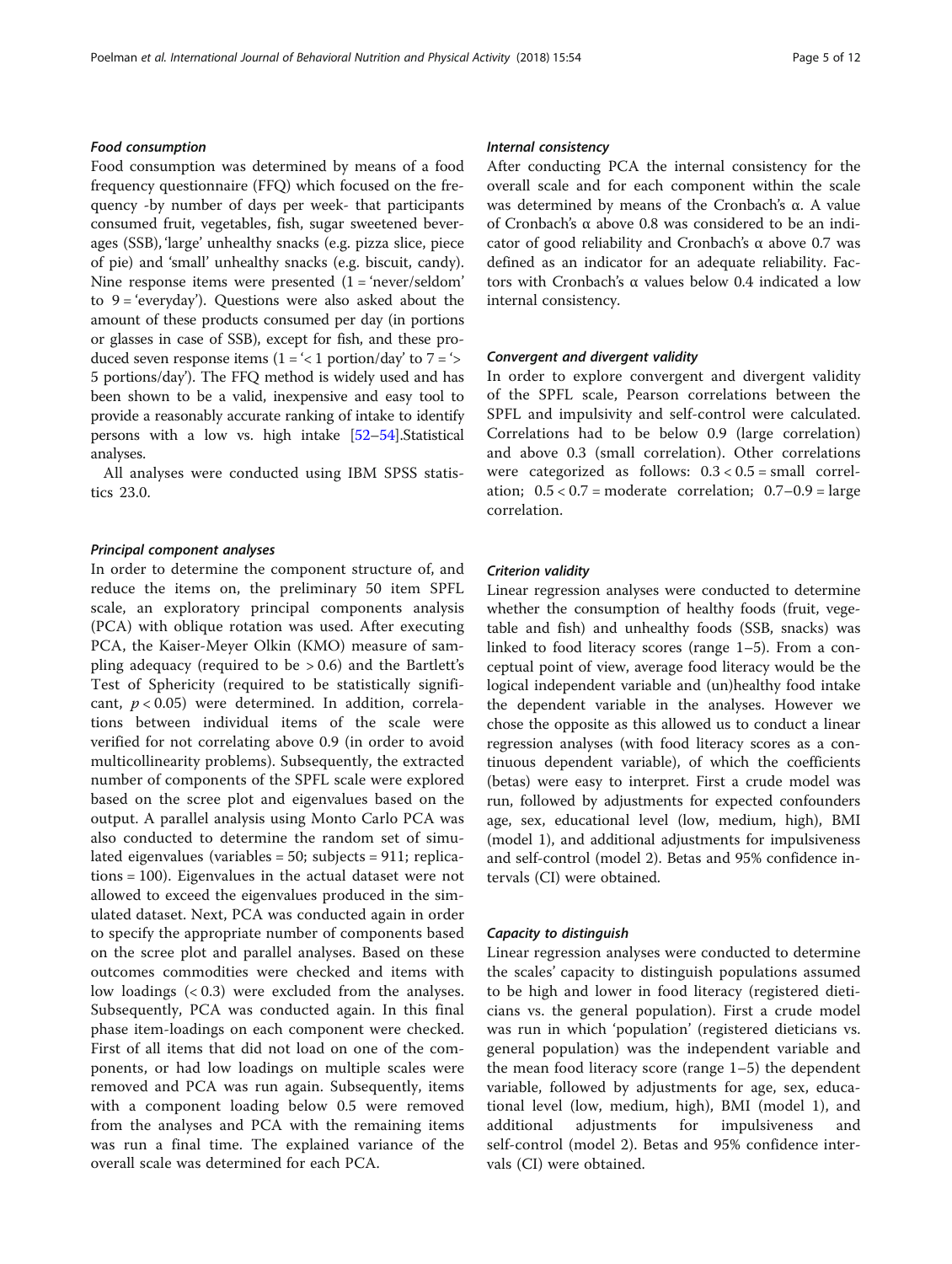#### *Food consumption*

Food consumption was determined by means of a food frequency questionnaire (FFQ) which focused on the frequency -by number of days per week- that participants consumed fruit, vegetables, fish, sugar sweetened beverages (SSB), 'large' unhealthy snacks (e.g. pizza slice, piece of pie) and 'small' unhealthy snacks (e.g. biscuit, candy). Nine response items were presented (1 = 'never/seldom' to 9 = 'everyday'). Questions were also asked about the amount of these products consumed per day (in portions or glasses in case of SSB), except for fish, and these produced seven response items (1 = '< 1 portion/day' to 7 = '> 5 portions/day'). The FFQ method is widely used and has been shown to be a valid, inexpensive and easy tool to provide a reasonably accurate ranking of intake to identify persons with a low vs. high intake [52–54].Statistical analyses.

All analyses were conducted using IBM SPSS statistics 23.0.

#### *Principal component analyses*

In order to determine the component structure of, and reduce the items on, the preliminary 50 item SPFL scale, an exploratory principal components analysis (PCA) with oblique rotation was used. After executing PCA, the Kaiser-Meyer Olkin (KMO) measure of sampling adequacy (required to be > 0.6) and the Bartlett's Test of Sphericity (required to be statistically significant, $p < 0.05$) were determined. In addition, correlations between individual items of the scale were verified for not correlating above 0.9 (in order to avoid multicollinearity problems). Subsequently, the extracted number of components of the SPFL scale were explored based on the scree plot and eigenvalues based on the output. A parallel analysis using Monto Carlo PCA was also conducted to determine the random set of simulated eigenvalues (variables = 50; subjects = 911; replications = 100). Eigenvalues in the actual dataset were not allowed to exceed the eigenvalues produced in the simulated dataset. Next, PCA was conducted again in order to specify the appropriate number of components based on the scree plot and parallel analyses. Based on these outcomes commodities were checked and items with low loadings (< 0.3) were excluded from the analyses. Subsequently, PCA was conducted again. In this final phase item-loadings on each component were checked. First of all items that did not load on one of the components, or had low loadings on multiple scales were removed and PCA was run again. Subsequently, items with a component loading below 0.5 were removed from the analyses and PCA with the remaining items was run a final time. The explained variance of the overall scale was determined for each PCA.

#### *Internal consistency*

After conducting PCA the internal consistency for the overall scale and for each component within the scale was determined by means of the Cronbach's α. A value of Cronbach's α above 0.8 was considered to be an indicator of good reliability and Cronbach's α above 0.7 was defined as an indicator for an adequate reliability. Factors with Cronbach's α values below 0.4 indicated a low internal consistency.

#### *Convergent and divergent validity*

In order to explore convergent and divergent validity of the SPFL scale, Pearson correlations between the SPFL and impulsivity and self-control were calculated. Correlations had to be below 0.9 (large correlation) and above 0.3 (small correlation). Other correlations were categorized as follows: 0.3 < 0.5 = small correlation; 0.5 < 0.7 = moderate correlation; 0.7–0.9 = large correlation.

#### *Criterion validity*

Linear regression analyses were conducted to determine whether the consumption of healthy foods (fruit, vegetable and fish) and unhealthy foods (SSB, snacks) was linked to food literacy scores (range 1–5). From a conceptual point of view, average food literacy would be the logical independent variable and (un)healthy food intake the dependent variable in the analyses. However we chose the opposite as this allowed us to conduct a linear regression analyses (with food literacy scores as a continuous dependent variable), of which the coefficients (betas) were easy to interpret. First a crude model was run, followed by adjustments for expected confounders age, sex, educational level (low, medium, high), BMI (model 1), and additional adjustments for impulsiveness and self-control (model 2). Betas and 95% confidence intervals (CI) were obtained.

#### *Capacity to distinguish*

Linear regression analyses were conducted to determine the scales' capacity to distinguish populations assumed to be high and lower in food literacy (registered dieticians vs. the general population). First a crude model was run in which 'population' (registered dieticians vs. general population) was the independent variable and the mean food literacy score (range 1–5) the dependent variable, followed by adjustments for age, sex, educational level (low, medium, high), BMI (model 1), and additional adjustments for impulsiveness and self-control (model 2). Betas and 95% confidence intervals (CI) were obtained.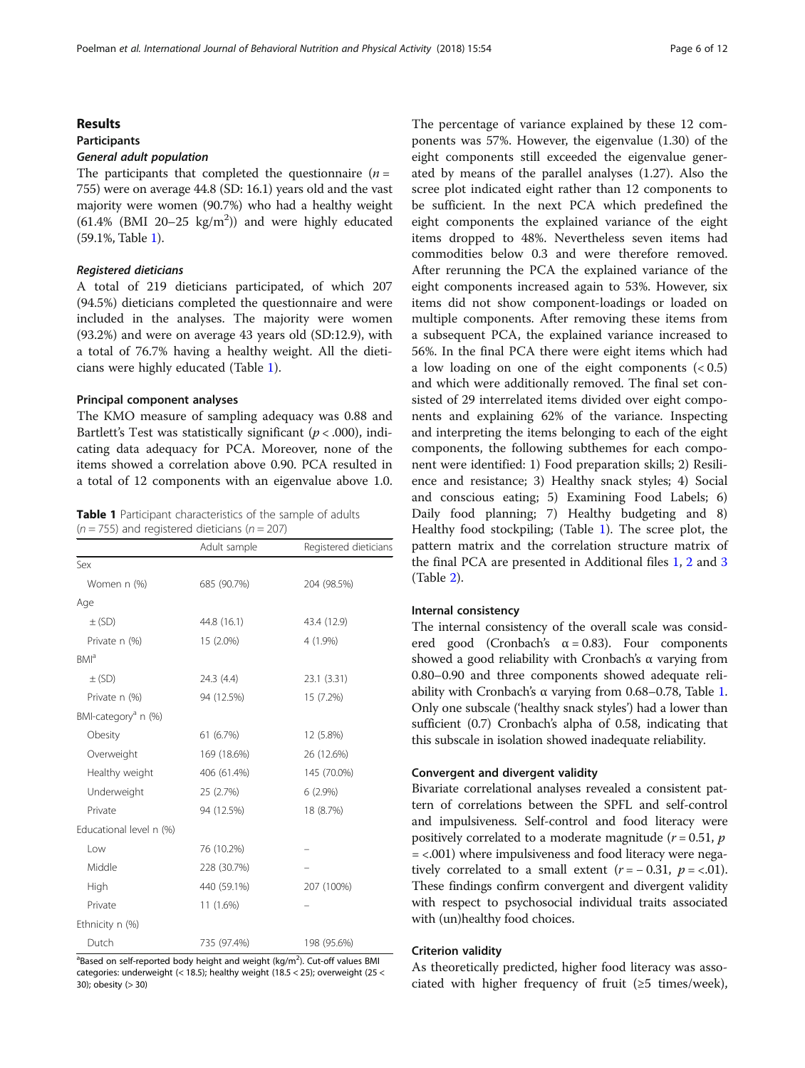## Results

### Participants

#### General adult population

The participants that completed the questionnaire ($n$ = 755) were on average 44.8 (SD: 16.1) years old and the vast majority were women (90.7%) who had a healthy weight (61.4% (BMI 20–25 kg/m$^2$)) and were highly educated (59.1%, Table 1).

#### Registered dieticians

A total of 219 dieticians participated, of which 207 (94.5%) dieticians completed the questionnaire and were included in the analyses. The majority were women (93.2%) and were on average 43 years old (SD:12.9), with a total of 76.7% having a healthy weight. All the dieticians were highly educated (Table 1).

### Principal component analyses

The KMO measure of sampling adequacy was 0.88 and Bartlett's Test was statistically significant ($p$ < .000), indicating data adequacy for PCA. Moreover, none of the items showed a correlation above 0.90. PCA resulted in a total of 12 components with an eigenvalue above 1.0.

**Table 1** Participant characteristics of the sample of adults ($n$ = 755) and registered dieticians ($n$ = 207)

| | Adult sample | Registered dieticians |
|---|---|---|
| Sex | | |
| Women n (%) | 685 (90.7%) | 204 (98.5%) |
| Age | | |
| ± (SD) | 44.8 (16.1) | 43.4 (12.9) |
| Private n (%) | 15 (2.0%) | 4 (1.9%) |
| BMI[a] | | |
| ± (SD) | 24.3 (4.4) | 23.1 (3.31) |
| Private n (%) | 94 (12.5%) | 15 (7.2%) |
| BMI-category[a] n (%) | | |
| Obesity | 61 (6.7%) | 12 (5.8%) |
| Overweight | 169 (18.6%) | 26 (12.6%) |
| Healthy weight | 406 (61.4%) | 145 (70.0%) |
| Underweight | 25 (2.7%) | 6 (2.9%) |
| Private | 94 (12.5%) | 18 (8.7%) |
| Educational level n (%) | | |
| Low | 76 (10.2%) | – |
| Middle | 228 (30.7%) | – |
| High | 440 (59.1%) | 207 (100%) |
| Private | 11 (1.6%) | – |
| Ethnicity n (%) | | |
| Dutch | 735 (97.4%) | 198 (95.6%) |

[a]Based on self-reported body height and weight (kg/m$^2$). Cut-off values BMI categories: underweight (< 18.5); healthy weight (18.5 < 25); overweight (25 < 30); obesity (> 30)

The percentage of variance explained by these 12 components was 57%. However, the eigenvalue (1.30) of the eight components still exceeded the eigenvalue generated by means of the parallel analyses (1.27). Also the scree plot indicated eight rather than 12 components to be sufficient. In the next PCA which predefined the eight components the explained variance of the eight items dropped to 48%. Nevertheless seven items had commodities below 0.3 and were therefore removed. After rerunning the PCA the explained variance of the eight components increased again to 53%. However, six items did not show component-loadings or loaded on multiple components. After removing these items from a subsequent PCA, the explained variance increased to 56%. In the final PCA there were eight items which had a low loading on one of the eight components (< 0.5) and which were additionally removed. The final set consisted of 29 interrelated items divided over eight components and explaining 62% of the variance. Inspecting and interpreting the items belonging to each of the eight components, the following subthemes for each component were identified: 1) Food preparation skills; 2) Resilience and resistance; 3) Healthy snack styles; 4) Social and conscious eating; 5) Examining Food Labels; 6) Daily food planning; 7) Healthy budgeting and 8) Healthy food stockpiling; (Table 1). The scree plot, the pattern matrix and the correlation structure matrix of the final PCA are presented in Additional files 1, 2 and 3 (Table 2).

### Internal consistency

The internal consistency of the overall scale was considered good (Cronbach's α = 0.83). Four components showed a good reliability with Cronbach's α varying from 0.80–0.90 and three components showed adequate reliability with Cronbach's α varying from 0.68–0.78, Table 1. Only one subscale ('healthy snack styles') had a lower than sufficient (0.7) Cronbach's alpha of 0.58, indicating that this subscale in isolation showed inadequate reliability.

### Convergent and divergent validity

Bivariate correlational analyses revealed a consistent pattern of correlations between the SPFL and self-control and impulsiveness. Self-control and food literacy were positively correlated to a moderate magnitude ($r = 0.51$, $p$ = <.001) where impulsiveness and food literacy were negatively correlated to a small extent ($r = -0.31$, $p$ = <.01). These findings confirm convergent and divergent validity with respect to psychosocial individual traits associated with (un)healthy food choices.

### Criterion validity

As theoretically predicted, higher food literacy was associated with higher frequency of fruit (≥5 times/week),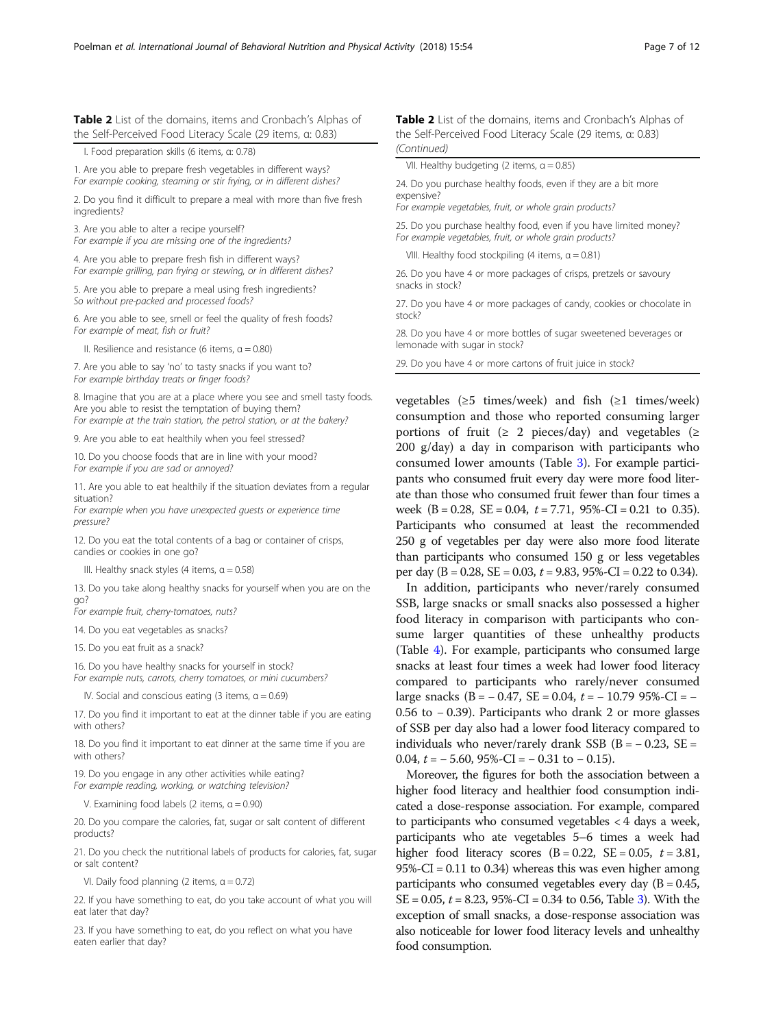**Table 2** List of the domains, items and Cronbach's Alphas of the Self-Perceived Food Literacy Scale (29 items, α: 0.83)

| |
|---|
| I. Food preparation skills (6 items, α: 0.78) |
| 1. Are you able to prepare fresh vegetables in different ways? *For example cooking, steaming or stir frying, or in different dishes?* |
| 2. Do you find it difficult to prepare a meal with more than five fresh ingredients? |
| 3. Are you able to alter a recipe yourself? *For example if you are missing one of the ingredients?* |
| 4. Are you able to prepare fresh fish in different ways? *For example grilling, pan frying or stewing, or in different dishes?* |
| 5. Are you able to prepare a meal using fresh ingredients? *So without pre-packed and processed foods?* |
| 6. Are you able to see, smell or feel the quality of fresh foods? *For example of meat, fish or fruit?* |
| II. Resilience and resistance (6 items, α = 0.80) |
| 7. Are you able to say 'no' to tasty snacks if you want to? *For example birthday treats or finger foods?* |
| 8. Imagine that you are at a place where you see and smell tasty foods. Are you able to resist the temptation of buying them? *For example at the train station, the petrol station, or at the bakery?* |
| 9. Are you able to eat healthily when you feel stressed? |
| 10. Do you choose foods that are in line with your mood? *For example if you are sad or annoyed?* |
| 11. Are you able to eat healthily if the situation deviates from a regular situation? *For example when you have unexpected guests or experience time pressure?* |
| 12. Do you eat the total contents of a bag or container of crisps, candies or cookies in one go? |
| III. Healthy snack styles (4 items, α = 0.58) |
| 13. Do you take along healthy snacks for yourself when you are on the go? *For example fruit, cherry-tomatoes, nuts?* |
| 14. Do you eat vegetables as snacks? |
| 15. Do you eat fruit as a snack? |
| 16. Do you have healthy snacks for yourself in stock? *For example nuts, carrots, cherry tomatoes, or mini cucumbers?* |
| IV. Social and conscious eating (3 items, α = 0.69) |
| 17. Do you find it important to eat at the dinner table if you are eating with others? |
| 18. Do you find it important to eat dinner at the same time if you are with others? |
| 19. Do you engage in any other activities while eating? *For example reading, working, or watching television?* |
| V. Examining food labels (2 items, α = 0.90) |
| 20. Do you compare the calories, fat, sugar or salt content of different products? |
| 21. Do you check the nutritional labels of products for calories, fat, sugar or salt content? |
| VI. Daily food planning (2 items, α = 0.72) |
| 22. If you have something to eat, do you take account of what you will eat later that day? |
| 23. If you have something to eat, do you reflect on what you have eaten earlier that day? |
| VII. Healthy budgeting (2 items, α = 0.85) |
| 24. Do you purchase healthy foods, even if they are a bit more expensive? *For example vegetables, fruit, or whole grain products?* |
| 25. Do you purchase healthy food, even if you have limited money? *For example vegetables, fruit, or whole grain products?* |
| VIII. Healthy food stockpiling (4 items, α = 0.81) |
| 26. Do you have 4 or more packages of crisps, pretzels or savoury snacks in stock? |
| 27. Do you have 4 or more packages of candy, cookies or chocolate in stock? |
| 28. Do you have 4 or more bottles of sugar sweetened beverages or lemonade with sugar in stock? |
| 29. Do you have 4 or more cartons of fruit juice in stock? |

vegetables (≥5 times/week) and fish (≥1 times/week) consumption and those who reported consuming larger portions of fruit (≥ 2 pieces/day) and vegetables (≥ 200 g/day) a day in comparison with participants who consumed lower amounts (Table 3). For example participants who consumed fruit every day were more food literate than those who consumed fruit fewer than four times a week ($B = 0.28$, $SE = 0.04$, $t = 7.71$, 95%-CI = 0.21 to 0.35). Participants who consumed at least the recommended 250 g of vegetables per day were also more food literate than participants who consumed 150 g or less vegetables per day ($B = 0.28$, $SE = 0.03$, $t = 9.83$, 95%-CI = 0.22 to 0.34).

In addition, participants who never/rarely consumed SSB, large snacks or small snacks also possessed a higher food literacy in comparison with participants who consume larger quantities of these unhealthy products (Table 4). For example, participants who consumed large snacks at least four times a week had lower food literacy compared to participants who rarely/never consumed large snacks ($B = -0.47$, $SE = 0.04$, $t = -10.79$ 95%-CI = −0.56 to −0.39). Participants who drank 2 or more glasses of SSB per day also had a lower food literacy compared to individuals who never/rarely drank SSB ($B = -0.23$, $SE = 0.04$, $t = -5.60$, 95%-CI = −0.31 to −0.15).

Moreover, the figures for both the association between a higher food literacy and healthier food consumption indicated a dose-response association. For example, compared to participants who consumed vegetables < 4 days a week, participants who ate vegetables 5–6 times a week had higher food literacy scores ($B = 0.22$, $SE = 0.05$, $t = 3.81$, 95%-CI = 0.11 to 0.34) whereas this was even higher among participants who consumed vegetables every day ($B = 0.45$, $SE = 0.05$, $t = 8.23$, 95%-CI = 0.34 to 0.56, Table 3). With the exception of small snacks, a dose-response association was also noticeable for lower food literacy levels and unhealthy food consumption.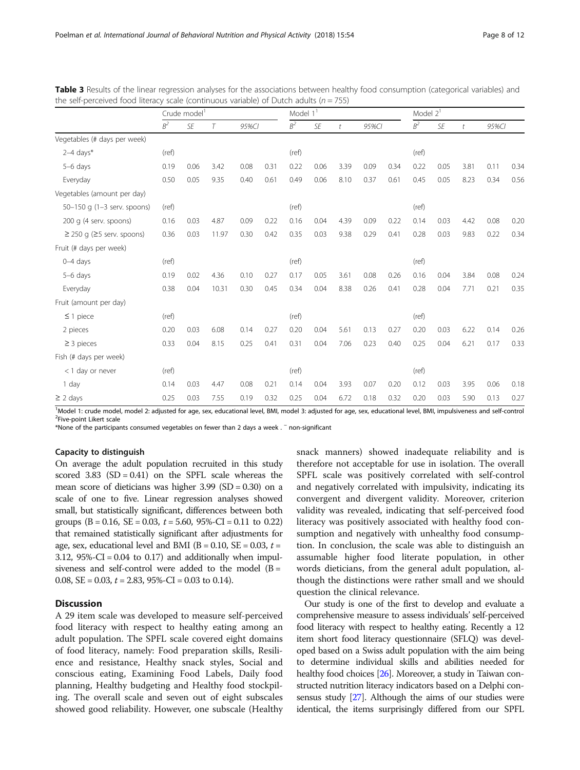**Table 3** Results of the linear regression analyses for the associations between healthy food consumption (categorical variables) and the self-perceived food literacy scale (continuous variable) of Dutch adults ($n = 755$)

| | Crude model[1] | | | | | Model 1[1] | | | | | Model 2[1] | | | | |
|---|---|---|---|---|---|---|---|---|---|---|---|---|---|---|---|
| | $B^2$ | *SE* | *T* | *95%CI* | | $B^2$ | *SE* | *t* | *95%CI* | | $B^2$ | *SE* | *t* | *95%CI* | |
| Vegetables (# days per week) | | | | | | | | | | | | | | | |
| 2–4 days* | (ref) | | | | | (ref) | | | | | (ref) | | | | |
| 5–6 days | 0.19 | 0.06 | 3.42 | 0.08 | 0.31 | 0.22 | 0.06 | 3.39 | 0.09 | 0.34 | 0.22 | 0.05 | 3.81 | 0.11 | 0.34 |
| Everyday | 0.50 | 0.05 | 9.35 | 0.40 | 0.61 | 0.49 | 0.06 | 8.10 | 0.37 | 0.61 | 0.45 | 0.05 | 8.23 | 0.34 | 0.56 |
| Vegetables (amount per day) | | | | | | | | | | | | | | | |
| 50–150 g (1–3 serv. spoons) | (ref) | | | | | (ref) | | | | | (ref) | | | | |
| 200 g (4 serv. spoons) | 0.16 | 0.03 | 4.87 | 0.09 | 0.22 | 0.16 | 0.04 | 4.39 | 0.09 | 0.22 | 0.14 | 0.03 | 4.42 | 0.08 | 0.20 |
| ≥ 250 g (≥5 serv. spoons) | 0.36 | 0.03 | 11.97 | 0.30 | 0.42 | 0.35 | 0.03 | 9.38 | 0.29 | 0.41 | 0.28 | 0.03 | 9.83 | 0.22 | 0.34 |
| Fruit (# days per week) | | | | | | | | | | | | | | | |
| 0–4 days | (ref) | | | | | (ref) | | | | | (ref) | | | | |
| 5–6 days | 0.19 | 0.02 | 4.36 | 0.10 | 0.27 | 0.17 | 0.05 | 3.61 | 0.08 | 0.26 | 0.16 | 0.04 | 3.84 | 0.08 | 0.24 |
| Everyday | 0.38 | 0.04 | 10.31 | 0.30 | 0.45 | 0.34 | 0.04 | 8.38 | 0.26 | 0.41 | 0.28 | 0.04 | 7.71 | 0.21 | 0.35 |
| Fruit (amount per day) | | | | | | | | | | | | | | | |
| ≤ 1 piece | (ref) | | | | | (ref) | | | | | (ref) | | | | |
| 2 pieces | 0.20 | 0.03 | 6.08 | 0.14 | 0.27 | 0.20 | 0.04 | 5.61 | 0.13 | 0.27 | 0.20 | 0.03 | 6.22 | 0.14 | 0.26 |
| ≥ 3 pieces | 0.33 | 0.04 | 8.15 | 0.25 | 0.41 | 0.31 | 0.04 | 7.06 | 0.23 | 0.40 | 0.25 | 0.04 | 6.21 | 0.17 | 0.33 |
| Fish (# days per week) | | | | | | | | | | | | | | | |
| < 1 day or never | (ref) | | | | | (ref) | | | | | (ref) | | | | |
| 1 day | 0.14 | 0.03 | 4.47 | 0.08 | 0.21 | 0.14 | 0.04 | 3.93 | 0.07 | 0.20 | 0.12 | 0.03 | 3.95 | 0.06 | 0.18 |
| ≥ 2 days | 0.25 | 0.03 | 7.55 | 0.19 | 0.32 | 0.25 | 0.04 | 6.72 | 0.18 | 0.32 | 0.20 | 0.03 | 5.90 | 0.13 | 0.27 |

[1]Model 1: crude model, model 2: adjusted for age, sex, educational level, BMI, model 3: adjusted for age, sex, educational level, BMI, impulsiveness and self-control
[2]Five-point Likert scale
*None of the participants consumed vegetables on fewer than 2 days a week . ⁻ non-significant

#### Capacity to distinguish

On average the adult population recruited in this study scored 3.83 (SD = 0.41) on the SPFL scale whereas the mean score of dieticians was higher 3.99 (SD = 0.30) on a scale of one to five. Linear regression analyses showed small, but statistically significant, differences between both groups (B = 0.16, SE = 0.03, $t = 5.60$, 95%-CI = 0.11 to 0.22) that remained statistically significant after adjustments for age, sex, educational level and BMI (B = 0.10, SE = 0.03, $t = 3.12$, 95%-CI = 0.04 to 0.17) and additionally when impulsiveness and self-control were added to the model (B = 0.08, SE = 0.03, $t = 2.83$, 95%-CI = 0.03 to 0.14).

## Discussion

A 29 item scale was developed to measure self-perceived food literacy with respect to healthy eating among an adult population. The SPFL scale covered eight domains of food literacy, namely: Food preparation skills, Resilience and resistance, Healthy snack styles, Social and conscious eating, Examining Food Labels, Daily food planning, Healthy budgeting and Healthy food stockpiling. The overall scale and seven out of eight subscales showed good reliability. However, one subscale (Healthy snack manners) showed inadequate reliability and is therefore not acceptable for use in isolation. The overall SPFL scale was positively correlated with self-control and negatively correlated with impulsivity, indicating its convergent and divergent validity. Moreover, criterion validity was revealed, indicating that self-perceived food literacy was positively associated with healthy food consumption and negatively with unhealthy food consumption. In conclusion, the scale was able to distinguish an assumable higher food literate population, in other words dieticians, from the general adult population, although the distinctions were rather small and we should question the clinical relevance.

Our study is one of the first to develop and evaluate a comprehensive measure to assess individuals' self-perceived food literacy with respect to healthy eating. Recently a 12 item short food literacy questionnaire (SFLQ) was developed based on a Swiss adult population with the aim being to determine individual skills and abilities needed for healthy food choices [26]. Moreover, a study in Taiwan constructed nutrition literacy indicators based on a Delphi consensus study [27]. Although the aims of our studies were identical, the items surprisingly differed from our SPFL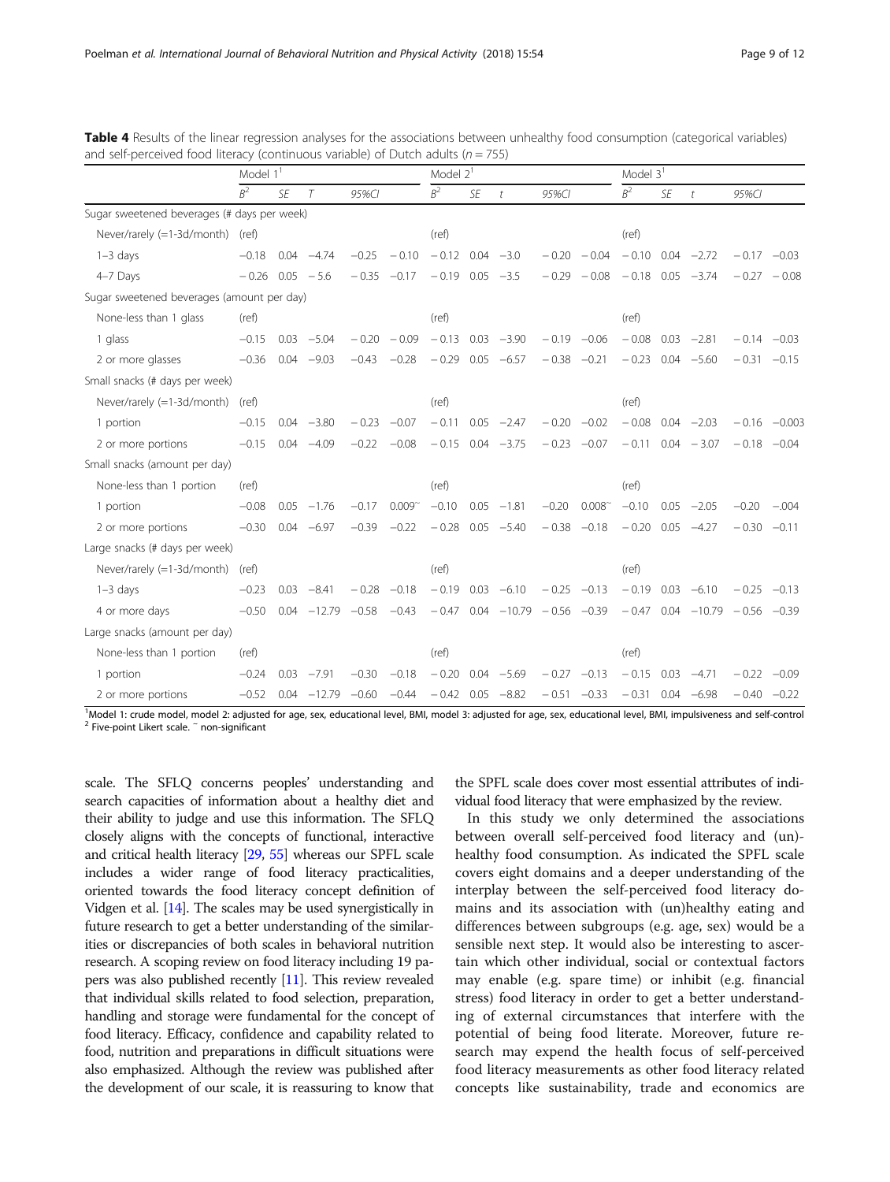**Table 4** Results of the linear regression analyses for the associations between unhealthy food consumption (categorical variables) and self-perceived food literacy (continuous variable) of Dutch adults (n = 755)

| | Model 1[1] | | | | | Model 2[1] | | | | | Model 3[1] | | | | |
|---|---|---|---|---|---|---|---|---|---|---|---|---|---|---|---|
| | $B^2$ | SE | T | 95%CI | | $B^2$ | SE | t | 95%CI | | $B^2$ | SE | t | 95%CI | |
| Sugar sweetened beverages (# days per week) | | | | | | | | | | | | | | | |
| Never/rarely (=1-3d/month) | (ref) | | | | | (ref) | | | | | (ref) | | | | |
| 1–3 days | −0.18 | 0.04 | −4.74 | −0.25 | −0.10 | −0.12 | 0.04 | −3.0 | −0.20 | −0.04 | −0.10 | 0.04 | −2.72 | −0.17 | −0.03 |
| 4–7 Days | −0.26 | 0.05 | −5.6 | −0.35 | −0.17 | −0.19 | 0.05 | −3.5 | −0.29 | −0.08 | −0.18 | 0.05 | −3.74 | −0.27 | −0.08 |
| Sugar sweetened beverages (amount per day) | | | | | | | | | | | | | | | |
| None-less than 1 glass | (ref) | | | | | (ref) | | | | | (ref) | | | | |
| 1 glass | −0.15 | 0.03 | −5.04 | −0.20 | −0.09 | −0.13 | 0.03 | −3.90 | −0.19 | −0.06 | −0.08 | 0.03 | −2.81 | −0.14 | −0.03 |
| 2 or more glasses | −0.36 | 0.04 | −9.03 | −0.43 | −0.28 | −0.29 | 0.05 | −6.57 | −0.38 | −0.21 | −0.23 | 0.04 | −5.60 | −0.31 | −0.15 |
| Small snacks (# days per week) | | | | | | | | | | | | | | | |
| Never/rarely (=1-3d/month) | (ref) | | | | | (ref) | | | | | (ref) | | | | |
| 1 portion | −0.15 | 0.04 | −3.80 | −0.23 | −0.07 | −0.11 | 0.05 | −2.47 | −0.20 | −0.02 | −0.08 | 0.04 | −2.03 | −0.16 | −0.003 |
| 2 or more portions | −0.15 | 0.04 | −4.09 | −0.22 | −0.08 | −0.15 | 0.04 | −3.75 | −0.23 | −0.07 | −0.11 | 0.04 | −3.07 | −0.18 | −0.04 |
| Small snacks (amount per day) | | | | | | | | | | | | | | | |
| None-less than 1 portion | (ref) | | | | | (ref) | | | | | (ref) | | | | |
| 1 portion | −0.08 | 0.05 | −1.76 | −0.17 | 0.009~ | −0.10 | 0.05 | −1.81 | −0.20 | 0.008~ | −0.10 | 0.05 | −2.05 | −0.20 | −.004 |
| 2 or more portions | −0.30 | 0.04 | −6.97 | −0.39 | −0.22 | −0.28 | 0.05 | −5.40 | −0.38 | −0.18 | −0.20 | 0.05 | −4.27 | −0.30 | −0.11 |
| Large snacks (# days per week) | | | | | | | | | | | | | | | |
| Never/rarely (=1-3d/month) | (ref) | | | | | (ref) | | | | | (ref) | | | | |
| 1–3 days | −0.23 | 0.03 | −8.41 | −0.28 | −0.18 | −0.19 | 0.03 | −6.10 | −0.25 | −0.13 | −0.19 | 0.03 | −6.10 | −0.25 | −0.13 |
| 4 or more days | −0.50 | 0.04 | −12.79 | −0.58 | −0.43 | −0.47 | 0.04 | −10.79 | −0.56 | −0.39 | −0.47 | 0.04 | −10.79 | −0.56 | −0.39 |
| Large snacks (amount per day) | | | | | | | | | | | | | | | |
| None-less than 1 portion | (ref) | | | | | (ref) | | | | | (ref) | | | | |
| 1 portion | −0.24 | 0.03 | −7.91 | −0.30 | −0.18 | −0.20 | 0.04 | −5.69 | −0.27 | −0.13 | −0.15 | 0.03 | −4.71 | −0.22 | −0.09 |
| 2 or more portions | −0.52 | 0.04 | −12.79 | −0.60 | −0.44 | −0.42 | 0.05 | −8.82 | −0.51 | −0.33 | −0.31 | 0.04 | −6.98 | −0.40 | −0.22 |

[1]Model 1: crude model, model 2: adjusted for age, sex, educational level, BMI, model 3: adjusted for age, sex, educational level, BMI, impulsiveness and self-control
[2] Five-point Likert scale. ~ non-significant

scale. The SFLQ concerns peoples' understanding and search capacities of information about a healthy diet and their ability to judge and use this information. The SFLQ closely aligns with the concepts of functional, interactive and critical health literacy [29, 55] whereas our SPFL scale includes a wider range of food literacy practicalities, oriented towards the food literacy concept definition of Vidgen et al. [14]. The scales may be used synergistically in future research to get a better understanding of the similarities or discrepancies of both scales in behavioral nutrition research. A scoping review on food literacy including 19 papers was also published recently [11]. This review revealed that individual skills related to food selection, preparation, handling and storage were fundamental for the concept of food literacy. Efficacy, confidence and capability related to food, nutrition and preparations in difficult situations were also emphasized. Although the review was published after the development of our scale, it is reassuring to know that the SPFL scale does cover most essential attributes of individual food literacy that were emphasized by the review.

In this study we only determined the associations between overall self-perceived food literacy and (un)-healthy food consumption. As indicated the SPFL scale covers eight domains and a deeper understanding of the interplay between the self-perceived food literacy domains and its association with (un)healthy eating and differences between subgroups (e.g. age, sex) would be a sensible next step. It would also be interesting to ascertain which other individual, social or contextual factors may enable (e.g. spare time) or inhibit (e.g. financial stress) food literacy in order to get a better understanding of external circumstances that interfere with the potential of being food literate. Moreover, future research may expend the health focus of self-perceived food literacy measurements as other food literacy related concepts like sustainability, trade and economics are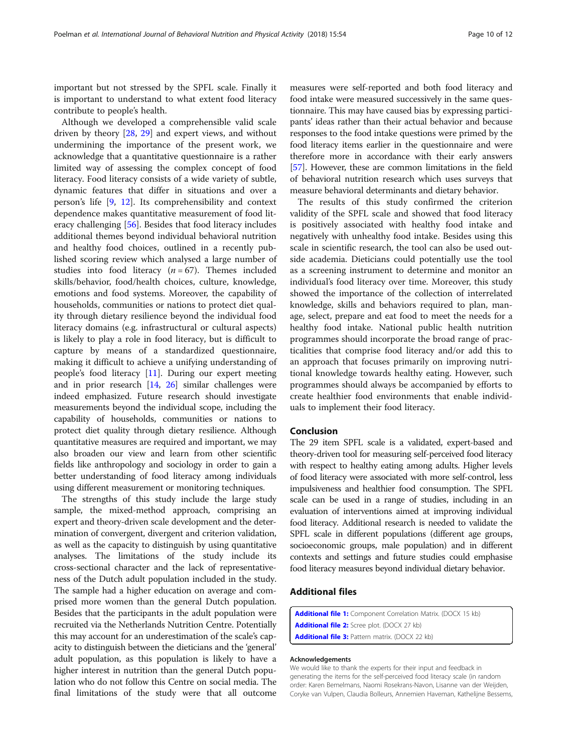important but not stressed by the SPFL scale. Finally it is important to understand to what extent food literacy contribute to people's health.

Although we developed a comprehensible valid scale driven by theory [28, 29] and expert views, and without undermining the importance of the present work, we acknowledge that a quantitative questionnaire is a rather limited way of assessing the complex concept of food literacy. Food literacy consists of a wide variety of subtle, dynamic features that differ in situations and over a person's life [9, 12]. Its comprehensibility and context dependence makes quantitative measurement of food literacy challenging [56]. Besides that food literacy includes additional themes beyond individual behavioral nutrition and healthy food choices, outlined in a recently published scoring review which analysed a large number of studies into food literacy ($n = 67$). Themes included skills/behavior, food/health choices, culture, knowledge, emotions and food systems. Moreover, the capability of households, communities or nations to protect diet quality through dietary resilience beyond the individual food literacy domains (e.g. infrastructural or cultural aspects) is likely to play a role in food literacy, but is difficult to capture by means of a standardized questionnaire, making it difficult to achieve a unifying understanding of people's food literacy [11]. During our expert meeting and in prior research [14, 26] similar challenges were indeed emphasized. Future research should investigate measurements beyond the individual scope, including the capability of households, communities or nations to protect diet quality through dietary resilience. Although quantitative measures are required and important, we may also broaden our view and learn from other scientific fields like anthropology and sociology in order to gain a better understanding of food literacy among individuals using different measurement or monitoring techniques.

The strengths of this study include the large study sample, the mixed-method approach, comprising an expert and theory-driven scale development and the determination of convergent, divergent and criterion validation, as well as the capacity to distinguish by using quantitative analyses. The limitations of the study include its cross-sectional character and the lack of representativeness of the Dutch adult population included in the study. The sample had a higher education on average and comprised more women than the general Dutch population. Besides that the participants in the adult population were recruited via the Netherlands Nutrition Centre. Potentially this may account for an underestimation of the scale's capacity to distinguish between the dieticians and the 'general' adult population, as this population is likely to have a higher interest in nutrition than the general Dutch population who do not follow this Centre on social media. The final limitations of the study were that all outcome measures were self-reported and both food literacy and food intake were measured successively in the same questionnaire. This may have caused bias by expressing participants' ideas rather than their actual behavior and because responses to the food intake questions were primed by the food literacy items earlier in the questionnaire and were therefore more in accordance with their early answers [57]. However, these are common limitations in the field of behavioral nutrition research which uses surveys that measure behavioral determinants and dietary behavior.

The results of this study confirmed the criterion validity of the SPFL scale and showed that food literacy is positively associated with healthy food intake and negatively with unhealthy food intake. Besides using this scale in scientific research, the tool can also be used outside academia. Dieticians could potentially use the tool as a screening instrument to determine and monitor an individual's food literacy over time. Moreover, this study showed the importance of the collection of interrelated knowledge, skills and behaviors required to plan, manage, select, prepare and eat food to meet the needs for a healthy food intake. National public health nutrition programmes should incorporate the broad range of practicalities that comprise food literacy and/or add this to an approach that focuses primarily on improving nutritional knowledge towards healthy eating. However, such programmes should always be accompanied by efforts to create healthier food environments that enable individuals to implement their food literacy.

## Conclusion

The 29 item SPFL scale is a validated, expert-based and theory-driven tool for measuring self-perceived food literacy with respect to healthy eating among adults. Higher levels of food literacy were associated with more self-control, less impulsiveness and healthier food consumption. The SPFL scale can be used in a range of studies, including in an evaluation of interventions aimed at improving individual food literacy. Additional research is needed to validate the SPFL scale in different populations (different age groups, socioeconomic groups, male population) and in different contexts and settings and future studies could emphasise food literacy measures beyond individual dietary behavior.

## Additional files

**Additional file 1:** Component Correlation Matrix. (DOCX 15 kb)
**Additional file 2:** Scree plot. (DOCX 27 kb)
**Additional file 3:** Pattern matrix. (DOCX 22 kb)

#### Acknowledgements

We would like to thank the experts for their input and feedback in generating the items for the self-perceived food literacy scale (in random order: Karen Bemelmans, Naomi Rosekrans-Navon, Lisanne van der Weijden, Coryke van Vulpen, Claudia Bolleurs, Annemien Haveman, Kathelijne Bessems,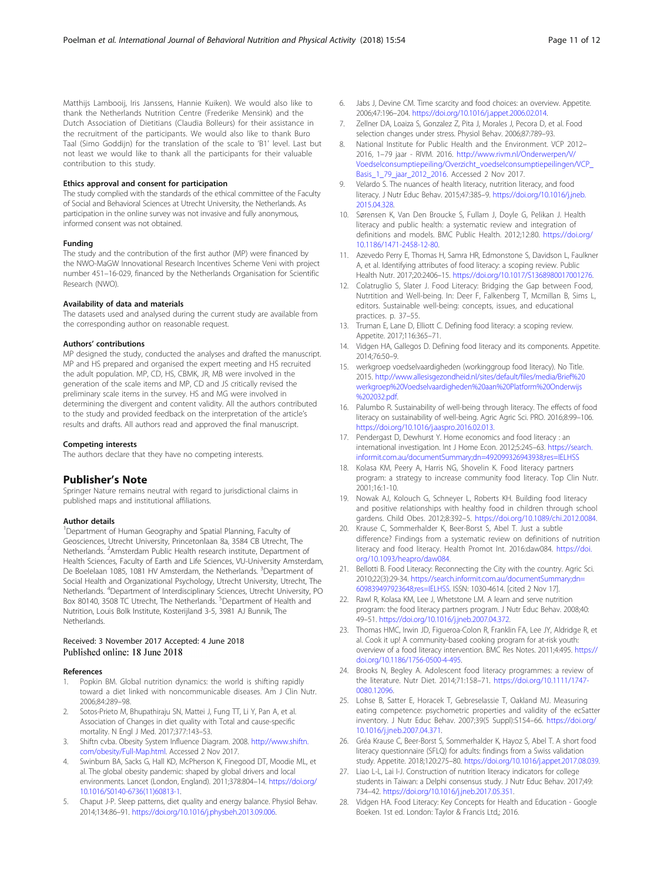Matthijs Lambooij, Iris Janssens, Hannie Kuiken). We would also like to thank the Netherlands Nutrition Centre (Frederike Mensink) and the Dutch Association of Dietitians (Claudia Bolleurs) for their assistance in the recruitment of the participants. We would also like to thank Buro Taal (Simo Goddijn) for the translation of the scale to 'B1' level. Last but not least we would like to thank all the participants for their valuable contribution to this study.

### Ethics approval and consent for participation

The study complied with the standards of the ethical committee of the Faculty of Social and Behavioral Sciences at Utrecht University, the Netherlands. As participation in the online survey was not invasive and fully anonymous, informed consent was not obtained.

### Funding

The study and the contribution of the first author (MP) were financed by the NWO-MaGW Innovational Research Incentives Scheme Veni with project number 451–16-029, financed by the Netherlands Organisation for Scientific Research (NWO).

### Availability of data and materials

The datasets used and analysed during the current study are available from the corresponding author on reasonable request.

### Authors' contributions

MP designed the study, conducted the analyses and drafted the manuscript. MP and HS prepared and organised the expert meeting and HS recruited the adult population. MP, CD, HS, CBMK, JR, MB were involved in the generation of the scale items and MP, CD and JS critically revised the preliminary scale items in the survey. HS and MG were involved in determining the divergent and content validity. All the authors contributed to the study and provided feedback on the interpretation of the article's results and drafts. All authors read and approved the final manuscript.

### Competing interests

The authors declare that they have no competing interests.

## Publisher's Note

Springer Nature remains neutral with regard to jurisdictional claims in published maps and institutional affiliations.

### Author details

[1]Department of Human Geography and Spatial Planning, Faculty of Geosciences, Utrecht University, Princetonlaan 8a, 3584 CB Utrecht, The Netherlands. [2]Amsterdam Public Health research institute, Department of Health Sciences, Faculty of Earth and Life Sciences, VU-University Amsterdam, De Boelelaan 1085, 1081 HV Amsterdam, the Netherlands. [3]Department of Social Health and Organizational Psychology, Utrecht University, Utrecht, The Netherlands. [4]Department of Interdisciplinary Sciences, Utrecht University, PO Box 80140, 3508 TC Utrecht, The Netherlands. [5]Department of Health and Nutrition, Louis Bolk Institute, Kosterijland 3-5, 3981 AJ Bunnik, The Netherlands.

Received: 3 November 2017 Accepted: 4 June 2018
Published online: 18 June 2018

### References

1. Popkin BM. Global nutrition dynamics: the world is shifting rapidly toward a diet linked with noncommunicable diseases. Am J Clin Nutr. 2006;84:289–98.
2. Sotos-Prieto M, Bhupathiraju SN, Mattei J, Fung TT, Li Y, Pan A, et al. Association of Changes in diet quality with Total and cause-specific mortality. N Engl J Med. 2017;377:143–53.
3. Shiftn cvba. Obesity System Influence Diagram. 2008. http://www.shiftn.com/obesity/Full-Map.html. Accessed 2 Nov 2017.
4. Swinburn BA, Sacks G, Hall KD, McPherson K, Finegood DT, Moodie ML, et al. The global obesity pandemic: shaped by global drivers and local environments. Lancet (London, England). 2011;378:804–14. https://doi.org/10.1016/S0140-6736(11)60813-1.
5. Chaput J-P. Sleep patterns, diet quality and energy balance. Physiol Behav. 2014;134:86–91. https://doi.org/10.1016/j.physbeh.2013.09.006.
6. Jabs J, Devine CM. Time scarcity and food choices: an overview. Appetite. 2006;47:196–204. https://doi.org/10.1016/j.appet.2006.02.014.
7. Zellner DA, Loaiza S, Gonzalez Z, Pita J, Morales J, Pecora D, et al. Food selection changes under stress. Physiol Behav. 2006;87:789–93.
8. National Institute for Public Health and the Environment. VCP 2012–2016, 1–79 jaar - RIVM. 2016. http://www.rivm.nl/Onderwerpen/V/Voedselconsumptiepeiling/Overzicht_voedselconsumptiepeilingen/VCP_Basis_1_79_jaar_2012_2016. Accessed 2 Nov 2017.
9. Velardo S. The nuances of health literacy, nutrition literacy, and food literacy. J Nutr Educ Behav. 2015;47:385–9. https://doi.org/10.1016/j.jneb.2015.04.328.
10. Sørensen K, Van Den Broucke S, Fullam J, Doyle G, Pelikan J. Health literacy and public health: a systematic review and integration of definitions and models. BMC Public Health. 2012;12:80. https://doi.org/10.1186/1471-2458-12-80.
11. Azevedo Perry E, Thomas H, Samra HR, Edmonstone S, Davidson L, Faulkner A, et al. Identifying attributes of food literacy: a scoping review. Public Health Nutr. 2017;20:2406–15. https://doi.org/10.1017/S1368980017001276.
12. Colatruglio S, Slater J. Food Literacy: Bridging the Gap between Food, Nutrtition and Well-being. In: Deer F, Falkenberg T, Mcmillan B, Sims L, editors. Sustainable well-being: concepts, issues, and educational practices. p. 37–55.
13. Truman E, Lane D, Elliott C. Defining food literacy: a scoping review. Appetite. 2017;116:365–71.
14. Vidgen HA, Gallegos D. Defining food literacy and its components. Appetite. 2014;76:50–9.
15. werkgroep voedselvaardigheden (workinggroup food literacy). No Title. 2015. http://www.allesisgezondheid.nl/sites/default/files/media/Brief%20werkgroep%20Voedselvaardigheden%20aan%20Platform%20Onderwijs%202032.pdf.
16. Palumbo R. Sustainability of well-being through literacy. The effects of food literacy on sustainability of well-being. Agric Agric Sci. PRO. 2016;8:99–106. https://doi.org/10.1016/j.aaspro.2016.02.013.
17. Pendergast D, Dewhurst Y. Home economics and food literacy : an international investigation. Int J Home Econ. 2012;5:245–63. https://search.informit.com.au/documentSummary;dn=492099326943938;res=IELHSS
18. Kolasa KM, Peery A, Harris NG, Shovelin K. Food literacy partners program: a strategy to increase community food literacy. Top Clin Nutr. 2001;16:1-10.
19. Nowak AJ, Kolouch G, Schneyer L, Roberts KH. Building food literacy and positive relationships with healthy food in children through school gardens. Child Obes. 2012;8:392–5. https://doi.org/10.1089/chi.2012.0084.
20. Krause C, Sommerhalder K, Beer-Borst S, Abel T. Just a subtle difference? Findings from a systematic review on definitions of nutrition literacy and food literacy. Health Promot Int. 2016:daw084. https://doi.org/10.1093/heapro/daw084.
21. Bellotti B. Food Literacy: Reconnecting the City with the country. Agric Sci. 2010;22(3):29-34. https://search.informit.com.au/documentSummary;dn=609839497923648;res=IELHSS. ISSN: 1030-4614. [cited 2 Nov 17].
22. Rawl R, Kolasa KM, Lee J, Whetstone LM. A learn and serve nutrition program: the food literacy partners program. J Nutr Educ Behav. 2008;40:49–51. https://doi.org/10.1016/j.jneb.2007.04.372.
23. Thomas HMC, Irwin JD, Figueroa-Colon R, Franklin FA, Lee JY, Aldridge R, et al. Cook it up! A community-based cooking program for at-risk youth: overview of a food literacy intervention. BMC Res Notes. 2011;4:495. https://doi.org/10.1186/1756-0500-4-495.
24. Brooks N, Begley A. Adolescent food literacy programmes: a review of the literature. Nutr Diet. 2014;71:158–71. https://doi.org/10.1111/1747-0080.12096.
25. Lohse B, Satter E, Horacek T, Gebreselassie T, Oakland MJ. Measuring eating competence: psychometric properties and validity of the ecSatter inventory. J Nutr Educ Behav. 2007;39(5 Suppl):S154–66. https://doi.org/10.1016/j.jneb.2007.04.371.
26. Gréa Krause C, Beer-Borst S, Sommerhalder K, Hayoz S, Abel T. A short food literacy questionnaire (SFLQ) for adults: findings from a Swiss validation study. Appetite. 2018;120:275–80. https://doi.org/10.1016/j.appet.2017.08.039.
27. Liao L-L, Lai I-J. Construction of nutrition literacy indicators for college students in Taiwan: a Delphi consensus study. J Nutr Educ Behav. 2017;49:734–42. https://doi.org/10.1016/j.jneb.2017.05.351.
28. Vidgen HA. Food Literacy: Key Concepts for Health and Education - Google Boeken. 1st ed. London: Taylor & Francis Ltd,; 2016.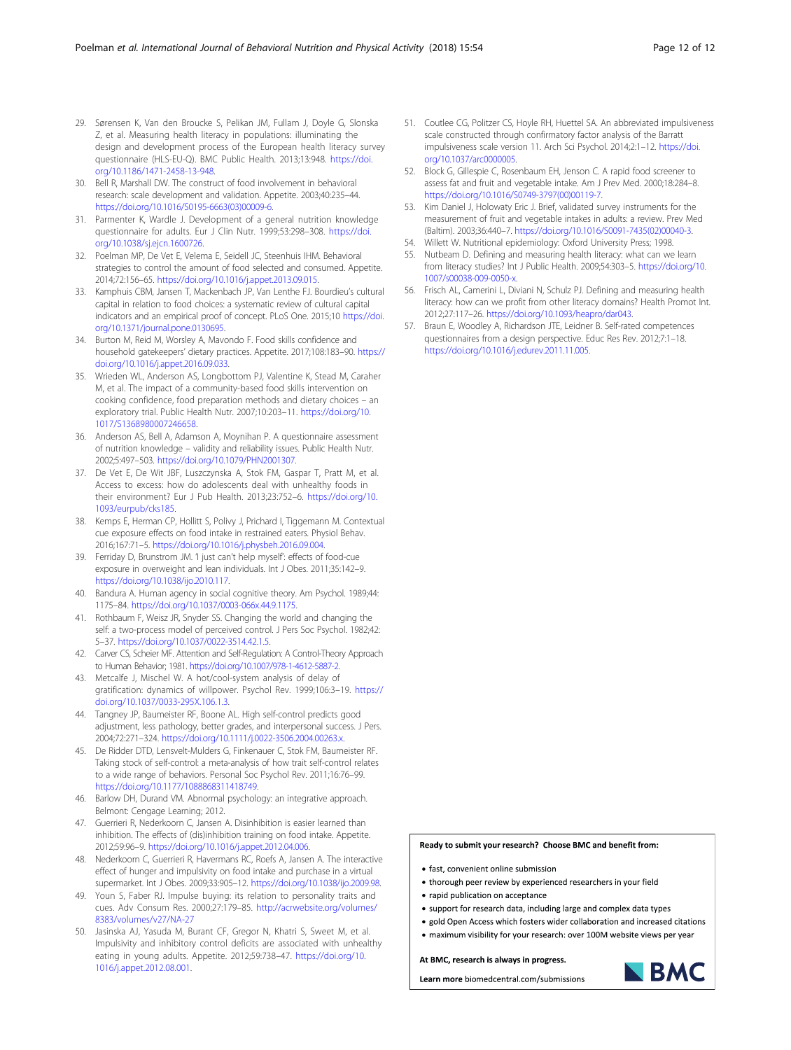29. Sørensen K, Van den Broucke S, Pelikan JM, Fullam J, Doyle G, Slonska Z, et al. Measuring health literacy in populations: illuminating the design and development process of the European health literacy survey questionnaire (HLS-EU-Q). BMC Public Health. 2013;13:948. https://doi.org/10.1186/1471-2458-13-948.
30. Bell R, Marshall DW. The construct of food involvement in behavioral research: scale development and validation. Appetite. 2003;40:235–44. https://doi.org/10.1016/S0195-6663(03)00009-6.
31. Parmenter K, Wardle J. Development of a general nutrition knowledge questionnaire for adults. Eur J Clin Nutr. 1999;53:298–308. https://doi.org/10.1038/sj.ejcn.1600726.
32. Poelman MP, De Vet E, Velema E, Seidell JC, Steenhuis IHM. Behavioral strategies to control the amount of food selected and consumed. Appetite. 2014;72:156–65. https://doi.org/10.1016/j.appet.2013.09.015.
33. Kamphuis CBM, Jansen T, Mackenbach JP, Van Lenthe FJ. Bourdieu's cultural capital in relation to food choices: a systematic review of cultural capital indicators and an empirical proof of concept. PLoS One. 2015;10 https://doi.org/10.1371/journal.pone.0130695.
34. Burton M, Reid M, Worsley A, Mavondo F. Food skills confidence and household gatekeepers' dietary practices. Appetite. 2017;108:183–90. https://doi.org/10.1016/j.appet.2016.09.033.
35. Wrieden WL, Anderson AS, Longbottom PJ, Valentine K, Stead M, Caraher M, et al. The impact of a community-based food skills intervention on cooking confidence, food preparation methods and dietary choices – an exploratory trial. Public Health Nutr. 2007;10:203–11. https://doi.org/10.1017/S1368980007246658.
36. Anderson AS, Bell A, Adamson A, Moynihan P. A questionnaire assessment of nutrition knowledge – validity and reliability issues. Public Health Nutr. 2002;5:497–503. https://doi.org/10.1079/PHN2001307.
37. De Vet E, De Wit JBF, Luszczynska A, Stok FM, Gaspar T, Pratt M, et al. Access to excess: how do adolescents deal with unhealthy foods in their environment? Eur J Pub Health. 2013;23:752–6. https://doi.org/10.1093/eurpub/cks185.
38. Kemps E, Herman CP, Hollitt S, Polivy J, Prichard I, Tiggemann M. Contextual cue exposure effects on food intake in restrained eaters. Physiol Behav. 2016;167:71–5. https://doi.org/10.1016/j.physbeh.2016.09.004.
39. Ferriday D, Brunstrom JM. 'I just can't help myself': effects of food-cue exposure in overweight and lean individuals. Int J Obes. 2011;35:142–9. https://doi.org/10.1038/ijo.2010.117.
40. Bandura A. Human agency in social cognitive theory. Am Psychol. 1989;44:1175–84. https://doi.org/10.1037/0003-066x.44.9.1175.
41. Rothbaum F, Weisz JR, Snyder SS. Changing the world and changing the self: a two-process model of perceived control. J Pers Soc Psychol. 1982;42:5–37. https://doi.org/10.1037/0022-3514.42.1.5.
42. Carver CS, Scheier MF. Attention and Self-Regulation: A Control-Theory Approach to Human Behavior; 1981. https://doi.org/10.1007/978-1-4612-5887-2.
43. Metcalfe J, Mischel W. A hot/cool-system analysis of delay of gratification: dynamics of willpower. Psychol Rev. 1999;106:3–19. https://doi.org/10.1037/0033-295X.106.1.3.
44. Tangney JP, Baumeister RF, Boone AL. High self-control predicts good adjustment, less pathology, better grades, and interpersonal success. J Pers. 2004;72:271–324. https://doi.org/10.1111/j.0022-3506.2004.00263.x.
45. De Ridder DTD, Lensvelt-Mulders G, Finkenauer C, Stok FM, Baumeister RF. Taking stock of self-control: a meta-analysis of how trait self-control relates to a wide range of behaviors. Personal Soc Psychol Rev. 2011;16:76–99. https://doi.org/10.1177/1088868311418749.
46. Barlow DH, Durand VM. Abnormal psychology: an integrative approach. Belmont: Cengage Learning; 2012.
47. Guerrieri R, Nederkoorn C, Jansen A. Disinhibition is easier learned than inhibition. The effects of (dis)inhibition training on food intake. Appetite. 2012;59:96–9. https://doi.org/10.1016/j.appet.2012.04.006.
48. Nederkoorn C, Guerrieri R, Havermans RC, Roefs A, Jansen A. The interactive effect of hunger and impulsivity on food intake and purchase in a virtual supermarket. Int J Obes. 2009;33:905–12. https://doi.org/10.1038/ijo.2009.98.
49. Youn S, Faber RJ. Impulse buying: its relation to personality traits and cues. Adv Consum Res. 2000;27:179–85. http://acrwebsite.org/volumes/8383/volumes/v27/NA-27
50. Jasinska AJ, Yasuda M, Burant CF, Gregor N, Khatri S, Sweet M, et al. Impulsivity and inhibitory control deficits are associated with unhealthy eating in young adults. Appetite. 2012;59:738–47. https://doi.org/10.1016/j.appet.2012.08.001.
51. Coutlee CG, Politzer CS, Hoyle RH, Huettel SA. An abbreviated impulsiveness scale constructed through confirmatory factor analysis of the Barratt impulsiveness scale version 11. Arch Sci Psychol. 2014;2:1–12. https://doi.org/10.1037/arc0000005.
52. Block G, Gillespie C, Rosenbaum EH, Jenson C. A rapid food screener to assess fat and fruit and vegetable intake. Am J Prev Med. 2000;18:284–8. https://doi.org/10.1016/S0749-3797(00)00119-7.
53. Kim Daniel J, Holowaty Eric J. Brief, validated survey instruments for the measurement of fruit and vegetable intakes in adults: a review. Prev Med (Baltim). 2003;36:440–7. https://doi.org/10.1016/S0091-7435(02)00040-3.
54. Willett W. Nutritional epidemiology: Oxford University Press; 1998.
55. Nutbeam D. Defining and measuring health literacy: what can we learn from literacy studies? Int J Public Health. 2009;54:303–5. https://doi.org/10.1007/s00038-009-0050-x.
56. Frisch AL, Camerini L, Diviani N, Schulz PJ. Defining and measuring health literacy: how can we profit from other literacy domains? Health Promot Int. 2012;27:117–26. https://doi.org/10.1093/heapro/dar043.
57. Braun E, Woodley A, Richardson JTE, Leidner B. Self-rated competences questionnaires from a design perspective. Educ Res Rev. 2012;7:1–18. https://doi.org/10.1016/j.edurev.2011.11.005.